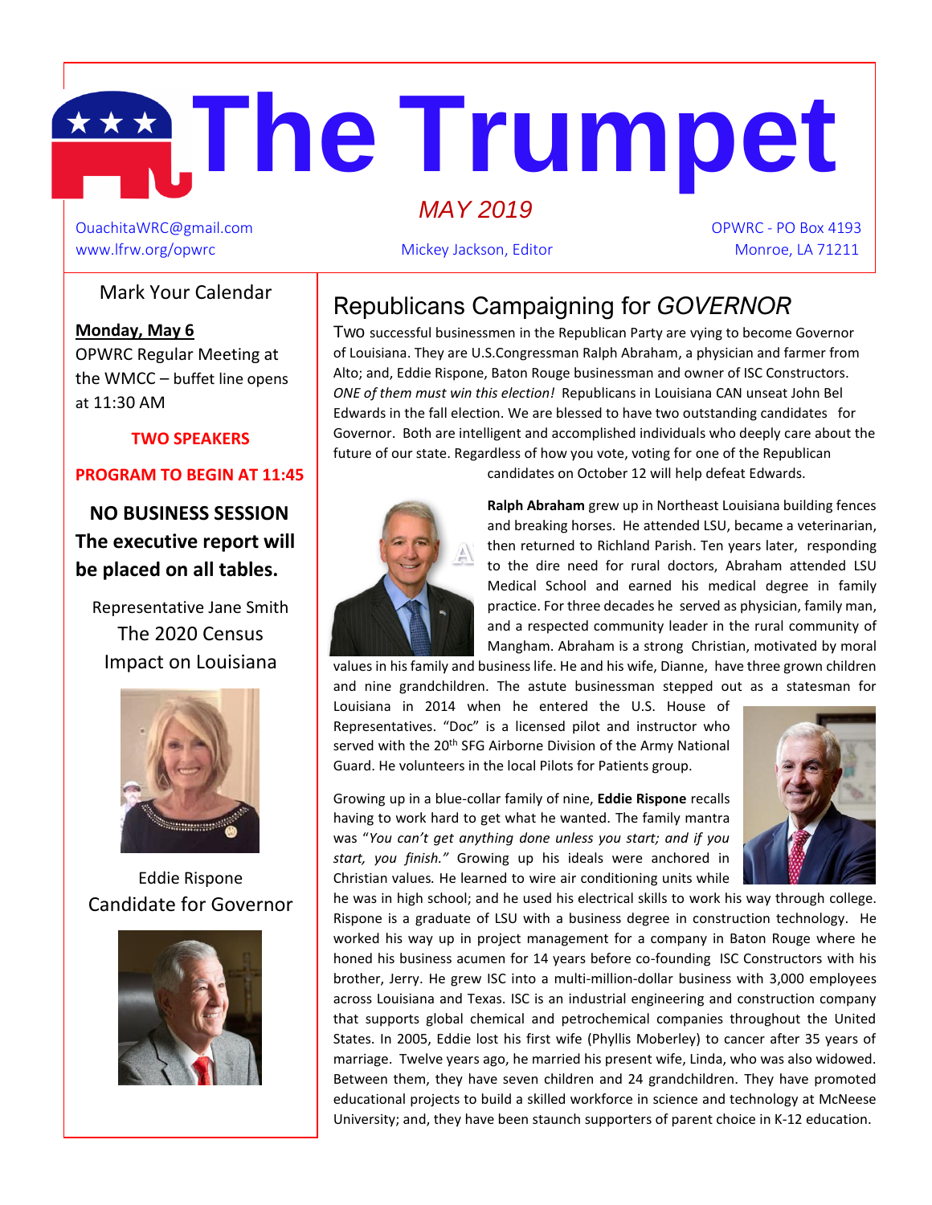# The Trumpet

*MAY 2019*

OuachitaWRC@gmail.com
www.lfrw.org/opwrc

Mickey Jackson, Editor

OPWRC - PO Box 4193
Monroe, LA 71211

## Mark Your Calendar

**Monday, May 6**

OPWRC Regular Meeting at the WMCC – buffet line opens at 11:30 AM

**TWO SPEAKERS**

**PROGRAM TO BEGIN AT 11:45**

**NO BUSINESS SESSION**
**The executive report will be placed on all tables.**

Representative Jane Smith
The 2020 Census
Impact on Louisiana

Eddie Rispone
Candidate for Governor

## Republicans Campaigning for *GOVERNOR*

Two successful businessmen in the Republican Party are vying to become Governor of Louisiana. They are U.S.Congressman Ralph Abraham, a physician and farmer from Alto; and, Eddie Rispone, Baton Rouge businessman and owner of ISC Constructors. *ONE of them must win this election!* Republicans in Louisiana CAN unseat John Bel Edwards in the fall election. We are blessed to have two outstanding candidates for Governor. Both are intelligent and accomplished individuals who deeply care about the future of our state. Regardless of how you vote, voting for one of the Republican candidates on October 12 will help defeat Edwards.

**Ralph Abraham** grew up in Northeast Louisiana building fences and breaking horses. He attended LSU, became a veterinarian, then returned to Richland Parish. Ten years later, responding to the dire need for rural doctors, Abraham attended LSU Medical School and earned his medical degree in family practice. For three decades he served as physician, family man, and a respected community leader in the rural community of Mangham. Abraham is a strong Christian, motivated by moral values in his family and business life. He and his wife, Dianne, have three grown children and nine grandchildren. The astute businessman stepped out as a statesman for Louisiana in 2014 when he entered the U.S. House of Representatives. "Doc" is a licensed pilot and instructor who served with the 20th SFG Airborne Division of the Army National Guard. He volunteers in the local Pilots for Patients group.

Growing up in a blue-collar family of nine, **Eddie Rispone** recalls having to work hard to get what he wanted. The family mantra was "*You can't get anything done unless you start; and if you start, you finish.*" Growing up his ideals were anchored in Christian values. He learned to wire air conditioning units while he was in high school; and he used his electrical skills to work his way through college. Rispone is a graduate of LSU with a business degree in construction technology. He worked his way up in project management for a company in Baton Rouge where he honed his business acumen for 14 years before co-founding ISC Constructors with his brother, Jerry. He grew ISC into a multi-million-dollar business with 3,000 employees across Louisiana and Texas. ISC is an industrial engineering and construction company that supports global chemical and petrochemical companies throughout the United States. In 2005, Eddie lost his first wife (Phyllis Moberley) to cancer after 35 years of marriage. Twelve years ago, he married his present wife, Linda, who was also widowed. Between them, they have seven children and 24 grandchildren. They have promoted educational projects to build a skilled workforce in science and technology at McNeese University; and, they have been staunch supporters of parent choice in K-12 education.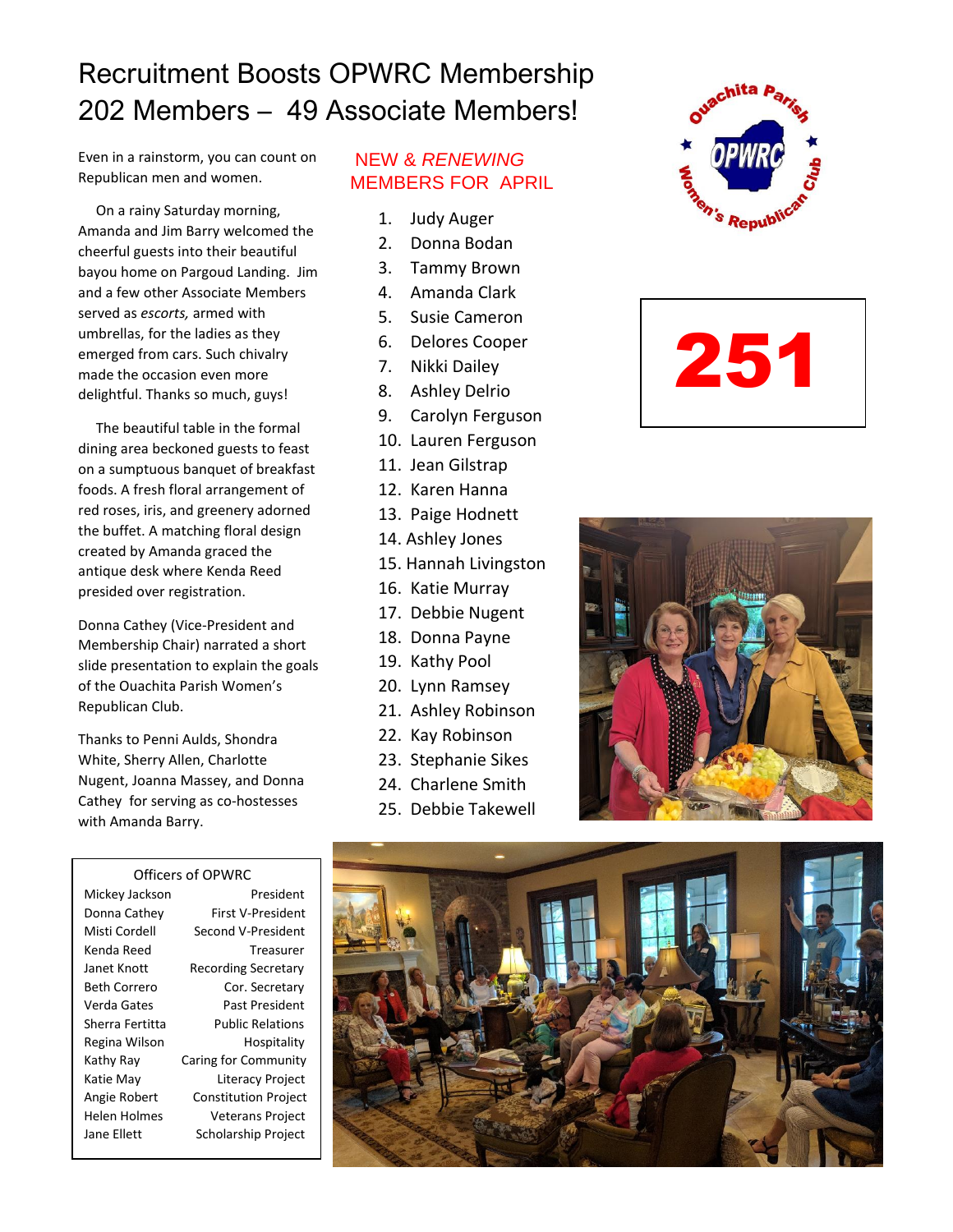# Recruitment Boosts OPWRC Membership 202 Members – 49 Associate Members!

Even in a rainstorm, you can count on Republican men and women.

On a rainy Saturday morning, Amanda and Jim Barry welcomed the cheerful guests into their beautiful bayou home on Pargoud Landing. Jim and a few other Associate Members served as *escorts,* armed with umbrellas, for the ladies as they emerged from cars. Such chivalry made the occasion even more delightful. Thanks so much, guys!

The beautiful table in the formal dining area beckoned guests to feast on a sumptuous banquet of breakfast foods. A fresh floral arrangement of red roses, iris, and greenery adorned the buffet. A matching floral design created by Amanda graced the antique desk where Kenda Reed presided over registration.

Donna Cathey (Vice-President and Membership Chair) narrated a short slide presentation to explain the goals of the Ouachita Parish Women's Republican Club.

Thanks to Penni Aulds, Shondra White, Sherry Allen, Charlotte Nugent, Joanna Massey, and Donna Cathey for serving as co-hostesses with Amanda Barry.

## NEW & *RENEWING* MEMBERS FOR APRIL

1. Judy Auger
2. Donna Bodan
3. Tammy Brown
4. Amanda Clark
5. Susie Cameron
6. Delores Cooper
7. Nikki Dailey
8. Ashley Delrio
9. Carolyn Ferguson
10. Lauren Ferguson
11. Jean Gilstrap
12. Karen Hanna
13. Paige Hodnett
14. Ashley Jones
15. Hannah Livingston
16. Katie Murray
17. Debbie Nugent
18. Donna Payne
19. Kathy Pool
20. Lynn Ramsey
21. Ashley Robinson
22. Kay Robinson
23. Stephanie Sikes
24. Charlene Smith
25. Debbie Takewell

Ouachita Parish Women's Republican Club — OPWRC

**251**

### Officers of OPWRC

| Name | Office |
|---|---|
| Mickey Jackson | President |
| Donna Cathey | First V-President |
| Misti Cordell | Second V-President |
| Kenda Reed | Treasurer |
| Janet Knott | Recording Secretary |
| Beth Correro | Cor. Secretary |
| Verda Gates | Past President |
| Sherra Fertitta | Public Relations |
| Regina Wilson | Hospitality |
| Kathy Ray | Caring for Community |
| Katie May | Literacy Project |
| Angie Robert | Constitution Project |
| Helen Holmes | Veterans Project |
| Jane Ellett | Scholarship Project |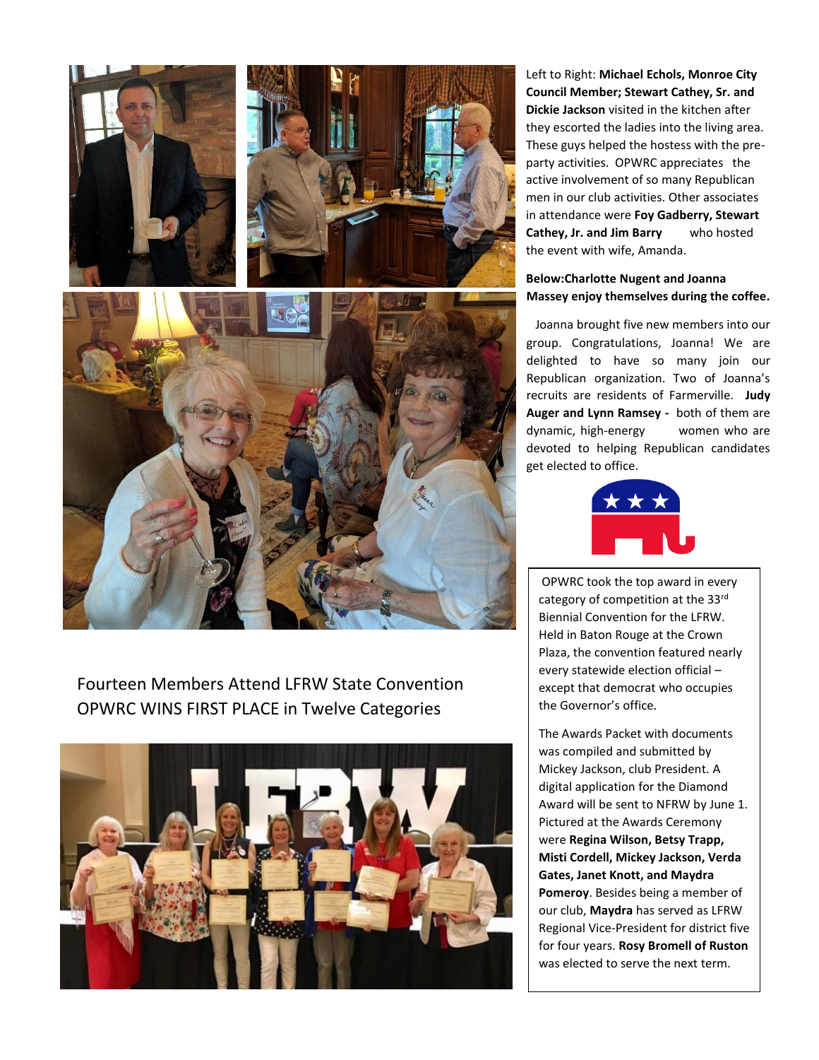Left to Right: **Michael Echols, Monroe City Council Member; Stewart Cathey, Sr. and Dickie Jackson** visited in the kitchen after they escorted the ladies into the living area. These guys helped the hostess with the pre-party activities. OPWRC appreciates the active involvement of so many Republican men in our club activities. Other associates in attendance were **Foy Gadberry, Stewart Cathey, Jr. and Jim Barry** who hosted the event with wife, Amanda.

**Below:Charlotte Nugent and Joanna Massey enjoy themselves during the coffee.**

Joanna brought five new members into our group. Congratulations, Joanna! We are delighted to have so many join our Republican organization. Two of Joanna's recruits are residents of Farmerville. **Judy Auger and Lynn Ramsey -** both of them are dynamic, high-energy women who are devoted to helping Republican candidates get elected to office.

## Fourteen Members Attend LFRW State Convention
## OPWRC WINS FIRST PLACE in Twelve Categories

OPWRC took the top award in every category of competition at the 33rd Biennial Convention for the LFRW. Held in Baton Rouge at the Crown Plaza, the convention featured nearly every statewide election official – except that democrat who occupies the Governor's office.

The Awards Packet with documents was compiled and submitted by Mickey Jackson, club President. A digital application for the Diamond Award will be sent to NFRW by June 1. Pictured at the Awards Ceremony were **Regina Wilson, Betsy Trapp, Misti Cordell, Mickey Jackson, Verda Gates, Janet Knott, and Maydra Pomeroy**. Besides being a member of our club, **Maydra** has served as LFRW Regional Vice-President for district five for four years. **Rosy Bromell of Ruston** was elected to serve the next term.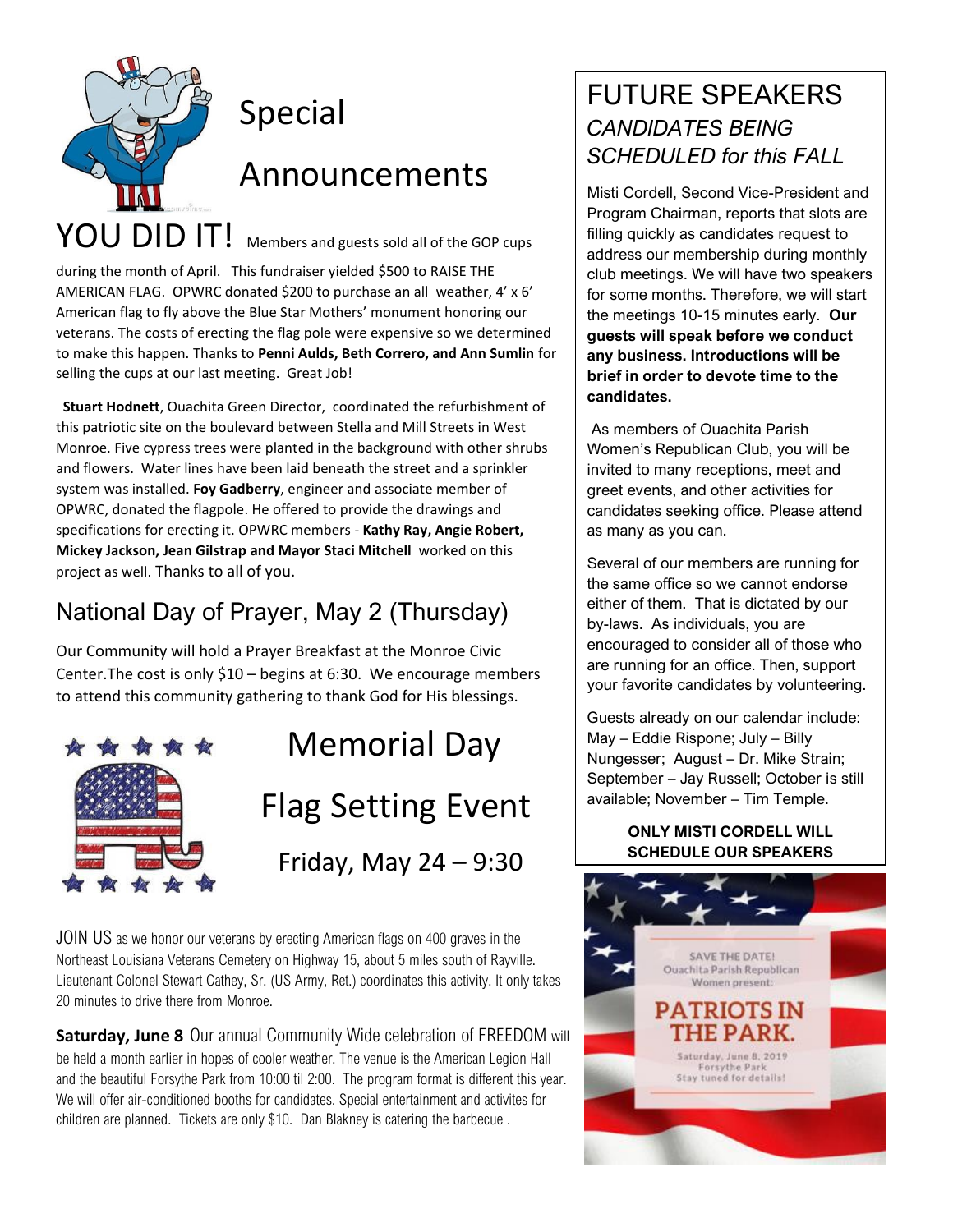# Special Announcements

## YOU DID IT!

Members and guests sold all of the GOP cups during the month of April. This fundraiser yielded $500 to RAISE THE AMERICAN FLAG. OPWRC donated $200 to purchase an all weather, 4' x 6' American flag to fly above the Blue Star Mothers' monument honoring our veterans. The costs of erecting the flag pole were expensive so we determined to make this happen. Thanks to **Penni Aulds, Beth Correro, and Ann Sumlin** for selling the cups at our last meeting. Great Job!

**Stuart Hodnett**, Ouachita Green Director, coordinated the refurbishment of this patriotic site on the boulevard between Stella and Mill Streets in West Monroe. Five cypress trees were planted in the background with other shrubs and flowers. Water lines have been laid beneath the street and a sprinkler system was installed. **Foy Gadberry**, engineer and associate member of OPWRC, donated the flagpole. He offered to provide the drawings and specifications for erecting it. OPWRC members - **Kathy Ray, Angie Robert, Mickey Jackson, Jean Gilstrap and Mayor Staci Mitchell** worked on this project as well. Thanks to all of you.

## National Day of Prayer, May 2 (Thursday)

Our Community will hold a Prayer Breakfast at the Monroe Civic Center.The cost is only $10 – begins at 6:30. We encourage members to attend this community gathering to thank God for His blessings.

## Memorial Day Flag Setting Event

Friday, May 24 – 9:30

JOIN US as we honor our veterans by erecting American flags on 400 graves in the Northeast Louisiana Veterans Cemetery on Highway 15, about 5 miles south of Rayville. Lieutenant Colonel Stewart Cathey, Sr. (US Army, Ret.) coordinates this activity. It only takes 20 minutes to drive there from Monroe.

**Saturday, June 8** Our annual Community Wide celebration of FREEDOM will be held a month earlier in hopes of cooler weather. The venue is the American Legion Hall and the beautiful Forsythe Park from 10:00 til 2:00. The program format is different this year. We will offer air-conditioned booths for candidates. Special entertainment and activites for children are planned. Tickets are only $10. Dan Blakney is catering the barbecue .

## FUTURE SPEAKERS

*CANDIDATES BEING SCHEDULED for this FALL*

Misti Cordell, Second Vice-President and Program Chairman, reports that slots are filling quickly as candidates request to address our membership during monthly club meetings. We will have two speakers for some months. Therefore, we will start the meetings 10-15 minutes early. **Our guests will speak before we conduct any business. Introductions will be brief in order to devote time to the candidates.**

As members of Ouachita Parish Women's Republican Club, you will be invited to many receptions, meet and greet events, and other activities for candidates seeking office. Please attend as many as you can.

Several of our members are running for the same office so we cannot endorse either of them. That is dictated by our by-laws. As individuals, you are encouraged to consider all of those who are running for an office. Then, support your favorite candidates by volunteering.

Guests already on our calendar include: May – Eddie Rispone; July – Billy Nungesser; August – Dr. Mike Strain; September – Jay Russell; October is still available; November – Tim Temple.

**ONLY MISTI CORDELL WILL SCHEDULE OUR SPEAKERS**

SAVE THE DATE!
Ouachita Parish Republican Women present:

**PATRIOTS IN THE PARK.**

Saturday, June 8, 2019
Forsythe Park
Stay tuned for details!